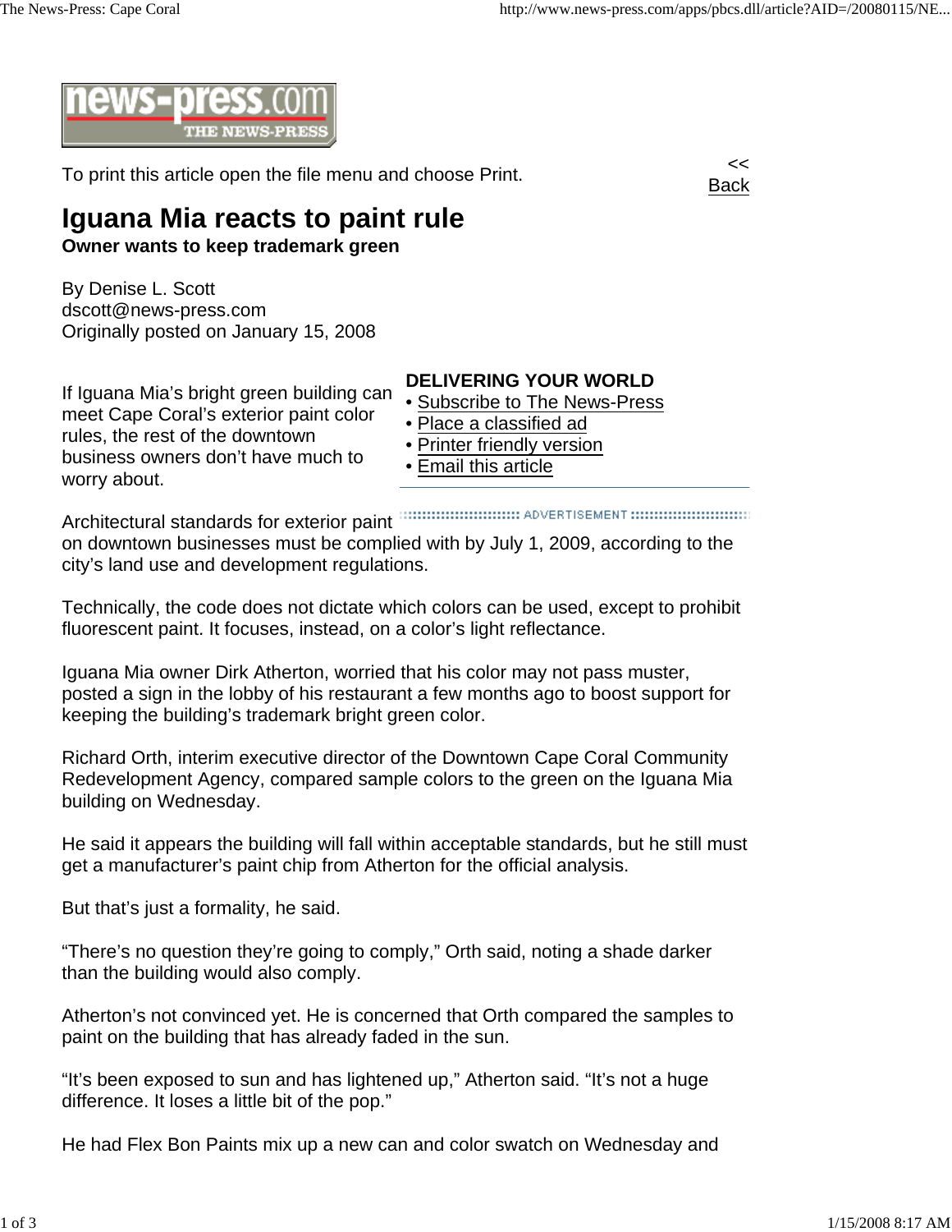To print this article open the file menu and choose Print.

<< Back

# Iguana Mia reacts to paint rule

**Owner wants to keep trademark green**

By Denise L. Scott
dscott@news-press.com
Originally posted on January 15, 2008

**DELIVERING YOUR WORLD**

- Subscribe to The News-Press
- Place a classified ad
- Printer friendly version
- Email this article

If Iguana Mia's bright green building can meet Cape Coral's exterior paint color rules, the rest of the downtown business owners don't have much to worry about.

Architectural standards for exterior paint on downtown businesses must be complied with by July 1, 2009, according to the city's land use and development regulations.

Technically, the code does not dictate which colors can be used, except to prohibit fluorescent paint. It focuses, instead, on a color's light reflectance.

Iguana Mia owner Dirk Atherton, worried that his color may not pass muster, posted a sign in the lobby of his restaurant a few months ago to boost support for keeping the building's trademark bright green color.

Richard Orth, interim executive director of the Downtown Cape Coral Community Redevelopment Agency, compared sample colors to the green on the Iguana Mia building on Wednesday.

He said it appears the building will fall within acceptable standards, but he still must get a manufacturer's paint chip from Atherton for the official analysis.

But that's just a formality, he said.

"There's no question they're going to comply," Orth said, noting a shade darker than the building would also comply.

Atherton's not convinced yet. He is concerned that Orth compared the samples to paint on the building that has already faded in the sun.

"It's been exposed to sun and has lightened up," Atherton said. "It's not a huge difference. It loses a little bit of the pop."

He had Flex Bon Paints mix up a new can and color swatch on Wednesday and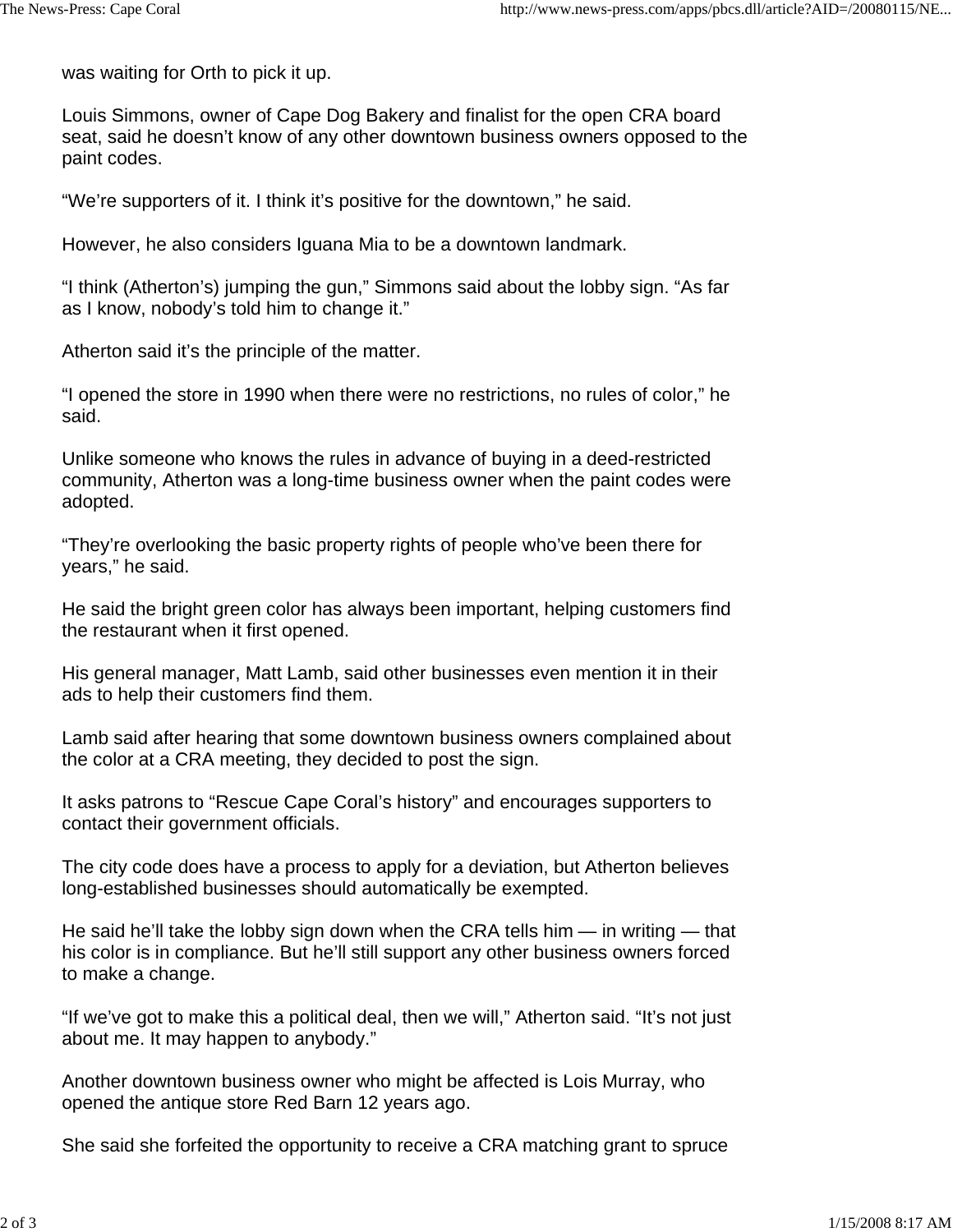was waiting for Orth to pick it up.

Louis Simmons, owner of Cape Dog Bakery and finalist for the open CRA board seat, said he doesn't know of any other downtown business owners opposed to the paint codes.

"We're supporters of it. I think it's positive for the downtown," he said.

However, he also considers Iguana Mia to be a downtown landmark.

"I think (Atherton's) jumping the gun," Simmons said about the lobby sign. "As far as I know, nobody's told him to change it."

Atherton said it's the principle of the matter.

"I opened the store in 1990 when there were no restrictions, no rules of color," he said.

Unlike someone who knows the rules in advance of buying in a deed-restricted community, Atherton was a long-time business owner when the paint codes were adopted.

"They're overlooking the basic property rights of people who've been there for years," he said.

He said the bright green color has always been important, helping customers find the restaurant when it first opened.

His general manager, Matt Lamb, said other businesses even mention it in their ads to help their customers find them.

Lamb said after hearing that some downtown business owners complained about the color at a CRA meeting, they decided to post the sign.

It asks patrons to "Rescue Cape Coral's history" and encourages supporters to contact their government officials.

The city code does have a process to apply for a deviation, but Atherton believes long-established businesses should automatically be exempted.

He said he'll take the lobby sign down when the CRA tells him — in writing — that his color is in compliance. But he'll still support any other business owners forced to make a change.

"If we've got to make this a political deal, then we will," Atherton said. "It's not just about me. It may happen to anybody."

Another downtown business owner who might be affected is Lois Murray, who opened the antique store Red Barn 12 years ago.

She said she forfeited the opportunity to receive a CRA matching grant to spruce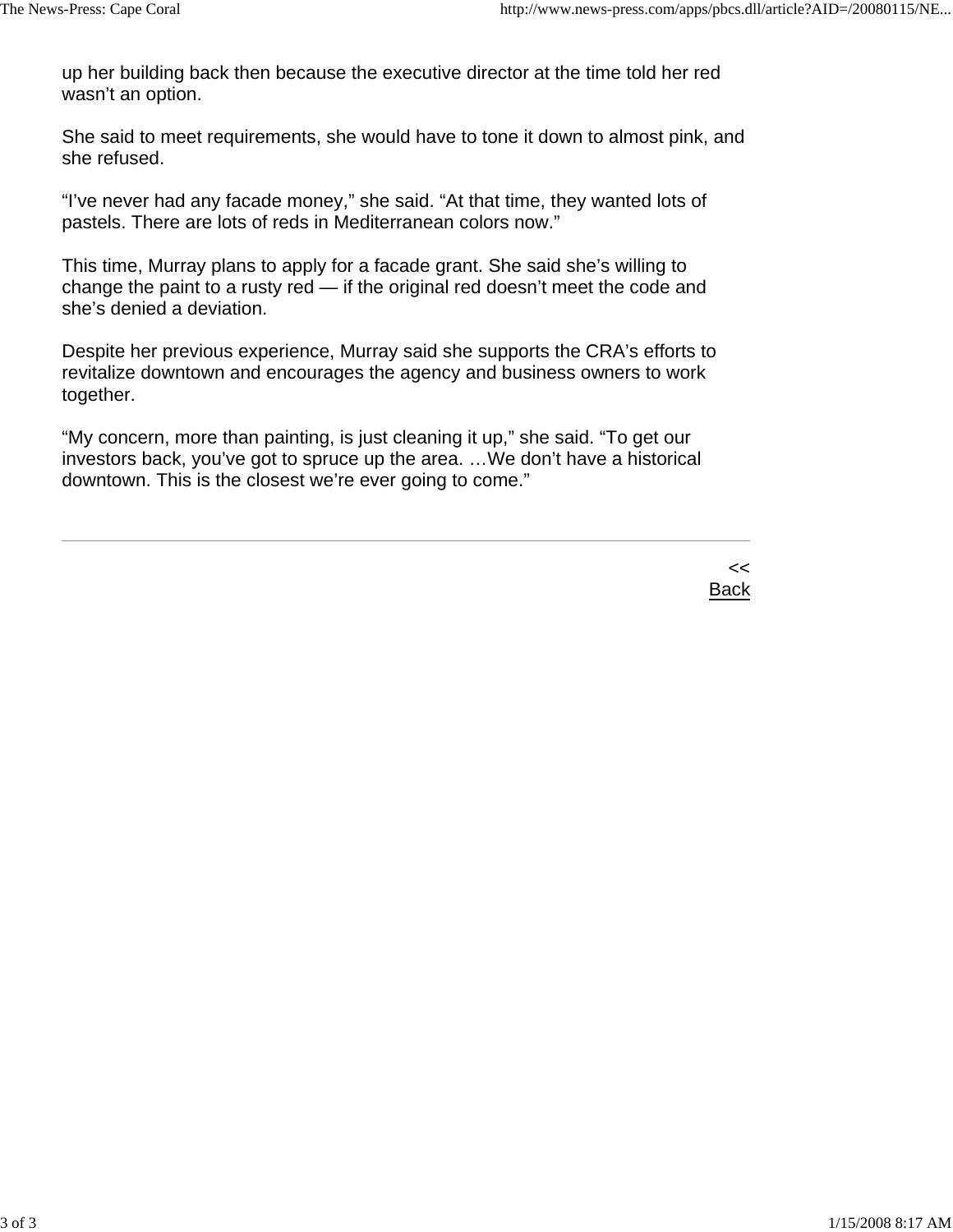up her building back then because the executive director at the time told her red wasn't an option.

She said to meet requirements, she would have to tone it down to almost pink, and she refused.

"I've never had any facade money," she said. "At that time, they wanted lots of pastels. There are lots of reds in Mediterranean colors now."

This time, Murray plans to apply for a facade grant. She said she's willing to change the paint to a rusty red — if the original red doesn't meet the code and she's denied a deviation.

Despite her previous experience, Murray said she supports the CRA's efforts to revitalize downtown and encourages the agency and business owners to work together.

"My concern, more than painting, is just cleaning it up," she said. "To get our investors back, you've got to spruce up the area. …We don't have a historical downtown. This is the closest we're ever going to come."

---

<< Back